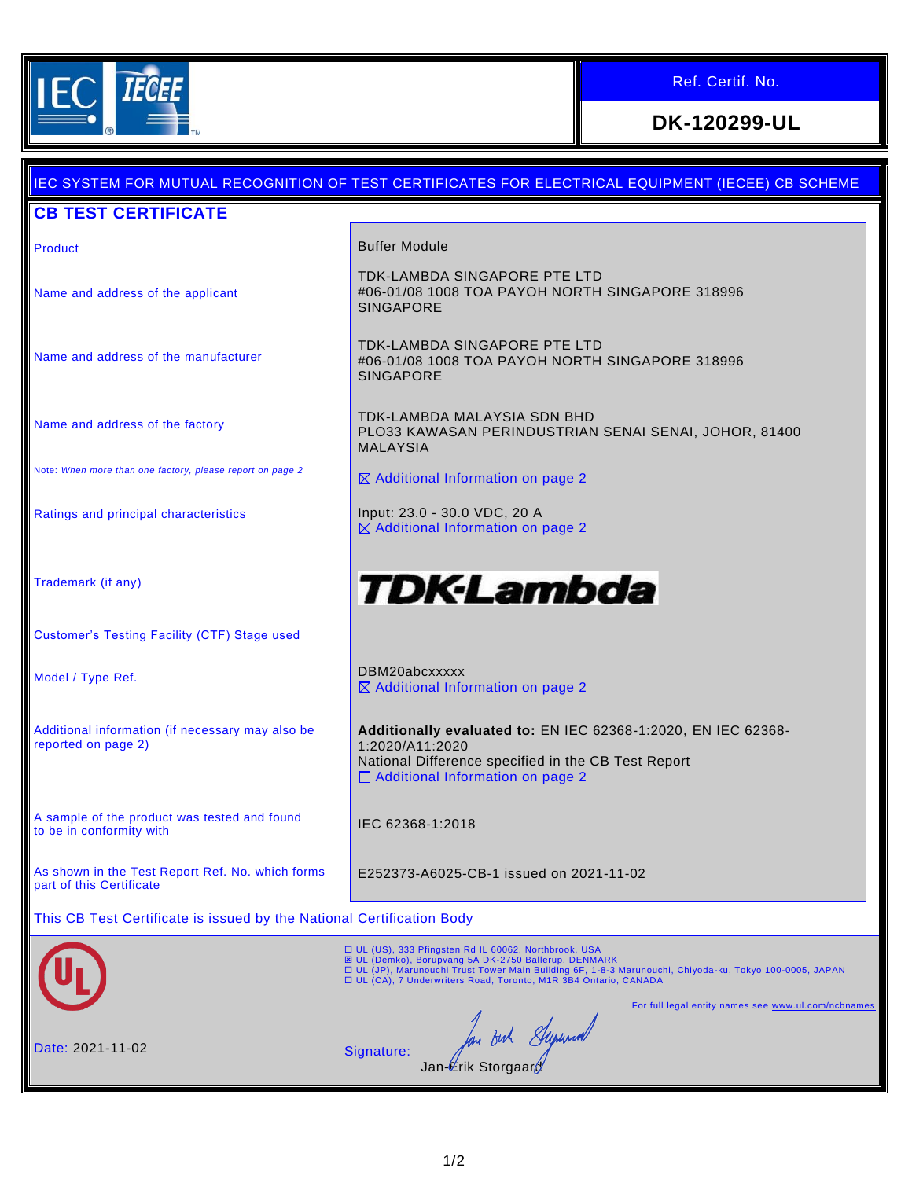Ref. Certif. No.

**DK-120299-UL**

IEC SYSTEM FOR MUTUAL RECOGNITION OF TEST CERTIFICATES FOR ELECTRICAL EQUIPMENT (IECEE) CB SCHEME

# CB TEST CERTIFICATE

| | |
|---|---|
| Product | Buffer Module |
| Name and address of the applicant | TDK-LAMBDA SINGAPORE PTE LTD<br>#06-01/08 1008 TOA PAYOH NORTH SINGAPORE 318996<br>SINGAPORE |
| Name and address of the manufacturer | TDK-LAMBDA SINGAPORE PTE LTD<br>#06-01/08 1008 TOA PAYOH NORTH SINGAPORE 318996<br>SINGAPORE |
| Name and address of the factory | TDK-LAMBDA MALAYSIA SDN BHD<br>PLO33 KAWASAN PERINDUSTRIAN SENAI SENAI, JOHOR, 81400<br>MALAYSIA |
| Note: *When more than one factory, please report on page 2* | ☒ Additional Information on page 2 |
| Ratings and principal characteristics | Input: 23.0 - 30.0 VDC, 20 A<br>☒ Additional Information on page 2 |
| Trademark (if any) | TDK-Lambda |
| Customer's Testing Facility (CTF) Stage used | |
| Model / Type Ref. | DBM20abcxxxxx<br>☒ Additional Information on page 2 |
| Additional information (if necessary may also be reported on page 2) | **Additionally evaluated to:** EN IEC 62368-1:2020, EN IEC 62368-1:2020/A11:2020<br>National Difference specified in the CB Test Report<br>☐ Additional Information on page 2 |
| A sample of the product was tested and found to be in conformity with | IEC 62368-1:2018 |
| As shown in the Test Report Ref. No. which forms part of this Certificate | E252373-A6025-CB-1 issued on 2021-11-02 |

This CB Test Certificate is issued by the National Certification Body

☐ UL (US), 333 Pfingsten Rd IL 60062, Northbrook, USA
☒ UL (Demko), Borupvang 5A DK-2750 Ballerup, DENMARK
☐ UL (JP), Marunouchi Trust Tower Main Building 6F, 1-8-3 Marunouchi, Chiyoda-ku, Tokyo 100-0005, JAPAN
☐ UL (CA), 7 Underwriters Road, Toronto, M1R 3B4 Ontario, CANADA

For full legal entity names see www.ul.com/ncbnames

Date: 2021-11-02

Signature: Jan-Erik Storgaard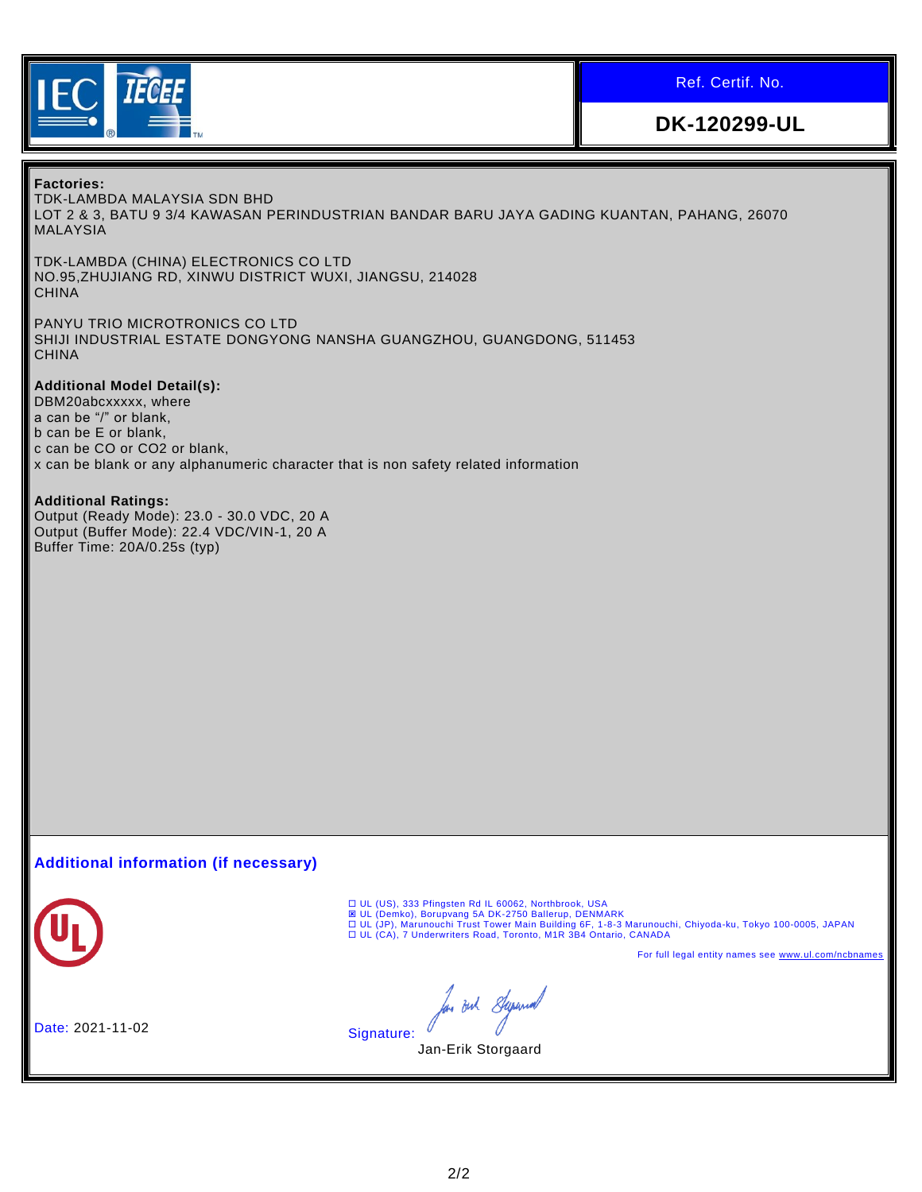Ref. Certif. No.

**DK-120299-UL**

**Factories:**
TDK-LAMBDA MALAYSIA SDN BHD
LOT 2 & 3, BATU 9 3/4 KAWASAN PERINDUSTRIAN BANDAR BARU JAYA GADING KUANTAN, PAHANG, 26070
MALAYSIA

TDK-LAMBDA (CHINA) ELECTRONICS CO LTD
NO.95,ZHUJIANG RD, XINWU DISTRICT WUXI, JIANGSU, 214028
CHINA

PANYU TRIO MICROTRONICS CO LTD
SHIJI INDUSTRIAL ESTATE DONGYONG NANSHA GUANGZHOU, GUANGDONG, 511453
CHINA

**Additional Model Detail(s):**
DBM20abcxxxxx, where
a can be "/" or blank,
b can be E or blank,
c can be CO or CO2 or blank,
x can be blank or any alphanumeric character that is non safety related information

**Additional Ratings:**
Output (Ready Mode): 23.0 - 30.0 VDC, 20 A
Output (Buffer Mode): 22.4 VDC/VIN-1, 20 A
Buffer Time: 20A/0.25s (typ)

**Additional information (if necessary)**

☐ UL (US), 333 Pfingsten Rd IL 60062, Northbrook, USA
☒ UL (Demko), Borupvang 5A DK-2750 Ballerup, DENMARK
☐ UL (JP), Marunouchi Trust Tower Main Building 6F, 1-8-3 Marunouchi, Chiyoda-ku, Tokyo 100-0005, JAPAN
☐ UL (CA), 7 Underwriters Road, Toronto, M1R 3B4 Ontario, CANADA

For full legal entity names see www.ul.com/ncbnames

Date: 2021-11-02

Signature:
Jan-Erik Storgaard